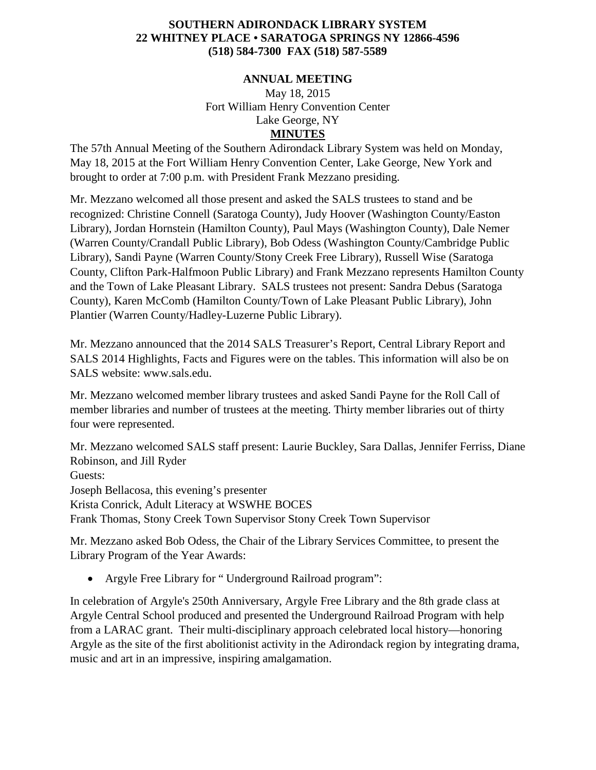**SOUTHERN ADIRONDACK LIBRARY SYSTEM**
**22 WHITNEY PLACE • SARATOGA SPRINGS NY 12866-4596**
**(518) 584-7300 FAX (518) 587-5589**

**ANNUAL MEETING**

May 18, 2015
Fort William Henry Convention Center
Lake George, NY

**MINUTES**

The 57th Annual Meeting of the Southern Adirondack Library System was held on Monday, May 18, 2015 at the Fort William Henry Convention Center, Lake George, New York and brought to order at 7:00 p.m. with President Frank Mezzano presiding.

Mr. Mezzano welcomed all those present and asked the SALS trustees to stand and be recognized: Christine Connell (Saratoga County), Judy Hoover (Washington County/Easton Library), Jordan Hornstein (Hamilton County), Paul Mays (Washington County), Dale Nemer (Warren County/Crandall Public Library), Bob Odess (Washington County/Cambridge Public Library), Sandi Payne (Warren County/Stony Creek Free Library), Russell Wise (Saratoga County, Clifton Park-Halfmoon Public Library) and Frank Mezzano represents Hamilton County and the Town of Lake Pleasant Library. SALS trustees not present: Sandra Debus (Saratoga County), Karen McComb (Hamilton County/Town of Lake Pleasant Public Library), John Plantier (Warren County/Hadley-Luzerne Public Library).

Mr. Mezzano announced that the 2014 SALS Treasurer's Report, Central Library Report and SALS 2014 Highlights, Facts and Figures were on the tables. This information will also be on SALS website: www.sals.edu.

Mr. Mezzano welcomed member library trustees and asked Sandi Payne for the Roll Call of member libraries and number of trustees at the meeting. Thirty member libraries out of thirty four were represented.

Mr. Mezzano welcomed SALS staff present: Laurie Buckley, Sara Dallas, Jennifer Ferriss, Diane Robinson, and Jill Ryder
Guests:
Joseph Bellacosa, this evening's presenter
Krista Conrick, Adult Literacy at WSWHE BOCES
Frank Thomas, Stony Creek Town Supervisor Stony Creek Town Supervisor

Mr. Mezzano asked Bob Odess, the Chair of the Library Services Committee, to present the Library Program of the Year Awards:

- Argyle Free Library for " Underground Railroad program":

In celebration of Argyle's 250th Anniversary, Argyle Free Library and the 8th grade class at Argyle Central School produced and presented the Underground Railroad Program with help from a LARAC grant. Their multi-disciplinary approach celebrated local history—honoring Argyle as the site of the first abolitionist activity in the Adirondack region by integrating drama, music and art in an impressive, inspiring amalgamation.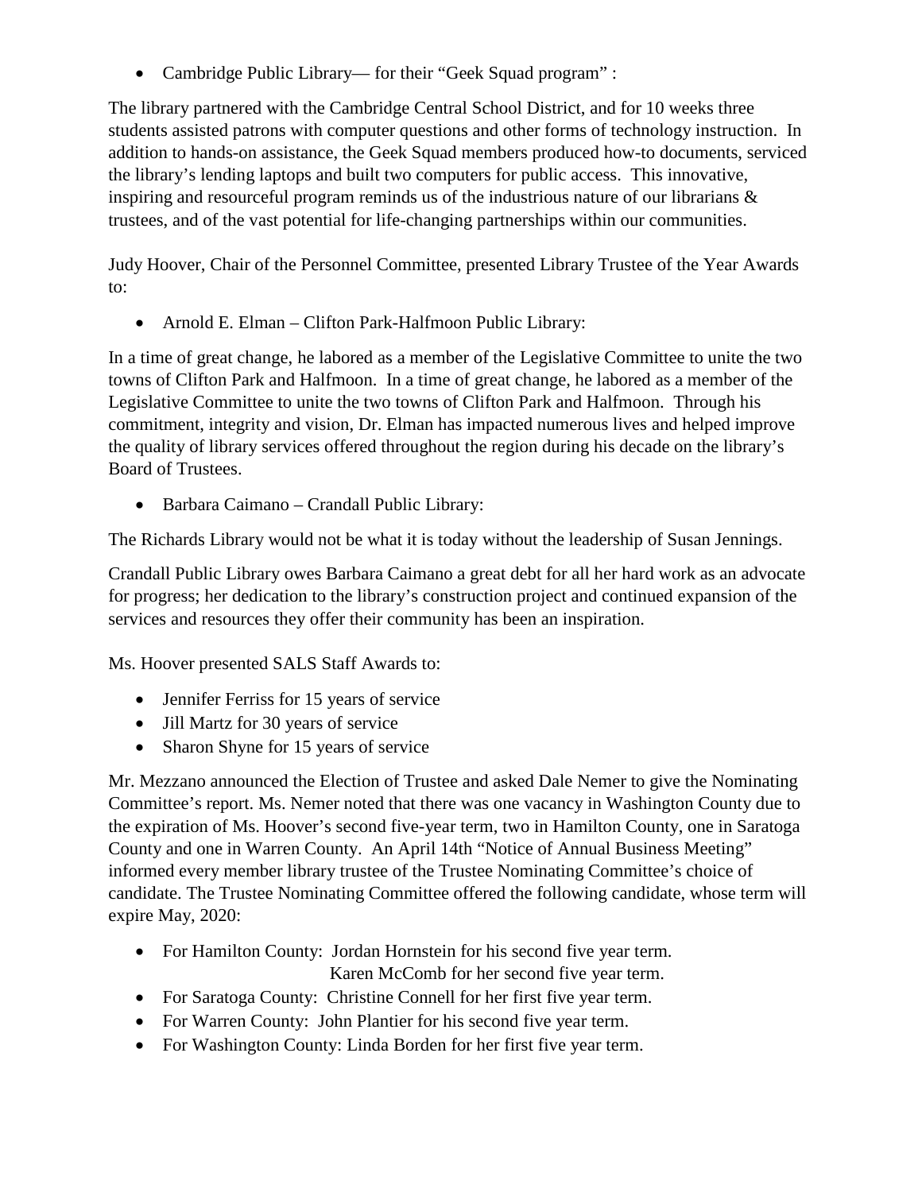- Cambridge Public Library— for their "Geek Squad program" :

The library partnered with the Cambridge Central School District, and for 10 weeks three students assisted patrons with computer questions and other forms of technology instruction. In addition to hands-on assistance, the Geek Squad members produced how-to documents, serviced the library's lending laptops and built two computers for public access. This innovative, inspiring and resourceful program reminds us of the industrious nature of our librarians & trustees, and of the vast potential for life-changing partnerships within our communities.

Judy Hoover, Chair of the Personnel Committee, presented Library Trustee of the Year Awards to:

- Arnold E. Elman – Clifton Park-Halfmoon Public Library:

In a time of great change, he labored as a member of the Legislative Committee to unite the two towns of Clifton Park and Halfmoon. In a time of great change, he labored as a member of the Legislative Committee to unite the two towns of Clifton Park and Halfmoon. Through his commitment, integrity and vision, Dr. Elman has impacted numerous lives and helped improve the quality of library services offered throughout the region during his decade on the library's Board of Trustees.

- Barbara Caimano – Crandall Public Library:

The Richards Library would not be what it is today without the leadership of Susan Jennings.

Crandall Public Library owes Barbara Caimano a great debt for all her hard work as an advocate for progress; her dedication to the library's construction project and continued expansion of the services and resources they offer their community has been an inspiration.

Ms. Hoover presented SALS Staff Awards to:

- Jennifer Ferriss for 15 years of service
- Jill Martz for 30 years of service
- Sharon Shyne for 15 years of service

Mr. Mezzano announced the Election of Trustee and asked Dale Nemer to give the Nominating Committee's report. Ms. Nemer noted that there was one vacancy in Washington County due to the expiration of Ms. Hoover's second five-year term, two in Hamilton County, one in Saratoga County and one in Warren County. An April 14th "Notice of Annual Business Meeting" informed every member library trustee of the Trustee Nominating Committee's choice of candidate. The Trustee Nominating Committee offered the following candidate, whose term will expire May, 2020:

- For Hamilton County: Jordan Hornstein for his second five year term.
  Karen McComb for her second five year term.
- For Saratoga County: Christine Connell for her first five year term.
- For Warren County: John Plantier for his second five year term.
- For Washington County: Linda Borden for her first five year term.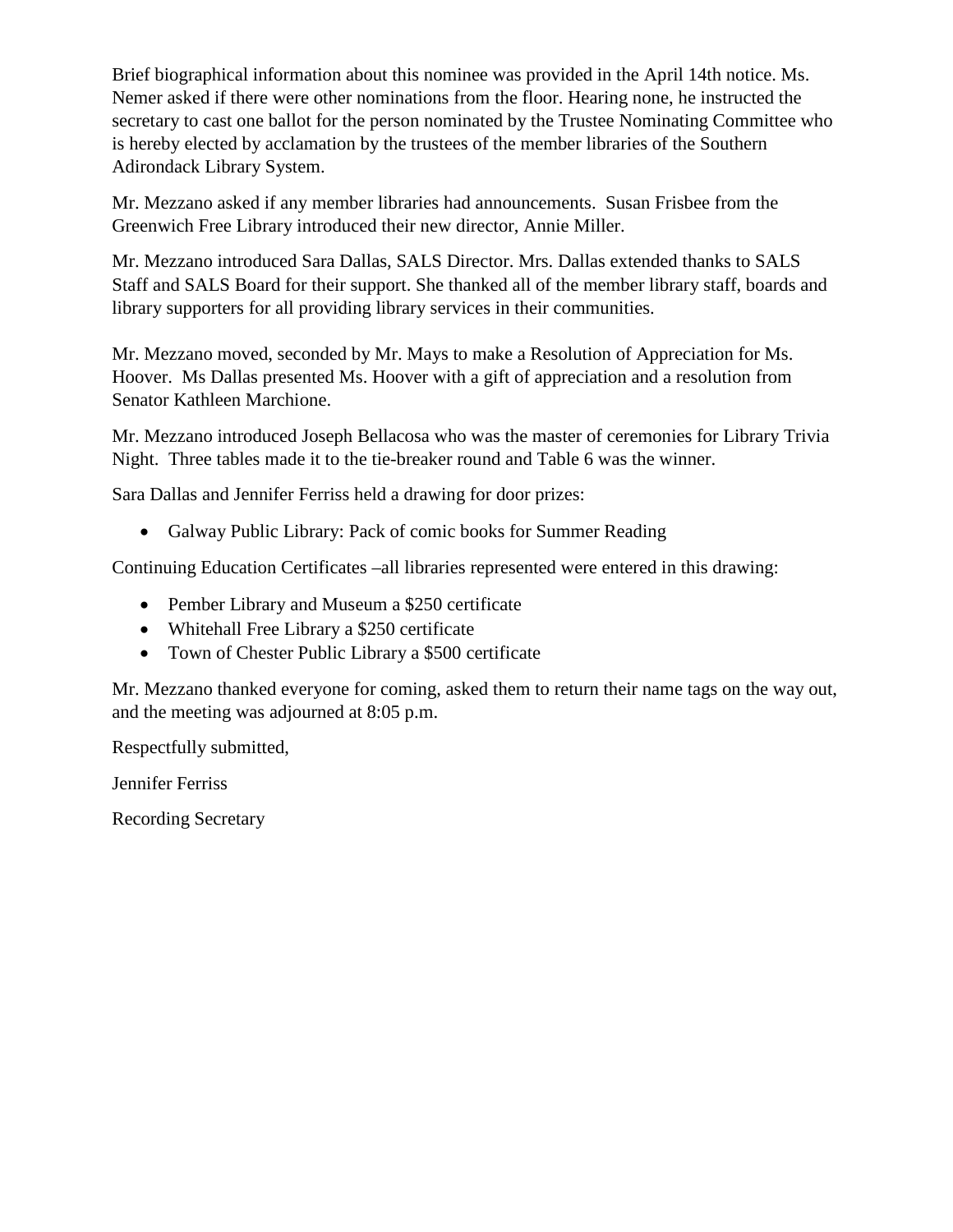Brief biographical information about this nominee was provided in the April 14th notice. Ms. Nemer asked if there were other nominations from the floor. Hearing none, he instructed the secretary to cast one ballot for the person nominated by the Trustee Nominating Committee who is hereby elected by acclamation by the trustees of the member libraries of the Southern Adirondack Library System.

Mr. Mezzano asked if any member libraries had announcements. Susan Frisbee from the Greenwich Free Library introduced their new director, Annie Miller.

Mr. Mezzano introduced Sara Dallas, SALS Director. Mrs. Dallas extended thanks to SALS Staff and SALS Board for their support. She thanked all of the member library staff, boards and library supporters for all providing library services in their communities.

Mr. Mezzano moved, seconded by Mr. Mays to make a Resolution of Appreciation for Ms. Hoover. Ms Dallas presented Ms. Hoover with a gift of appreciation and a resolution from Senator Kathleen Marchione.

Mr. Mezzano introduced Joseph Bellacosa who was the master of ceremonies for Library Trivia Night. Three tables made it to the tie-breaker round and Table 6 was the winner.

Sara Dallas and Jennifer Ferriss held a drawing for door prizes:

- Galway Public Library: Pack of comic books for Summer Reading

Continuing Education Certificates –all libraries represented were entered in this drawing:

- Pember Library and Museum a $250 certificate
- Whitehall Free Library a $250 certificate
- Town of Chester Public Library a $500 certificate

Mr. Mezzano thanked everyone for coming, asked them to return their name tags on the way out, and the meeting was adjourned at 8:05 p.m.

Respectfully submitted,

Jennifer Ferriss

Recording Secretary